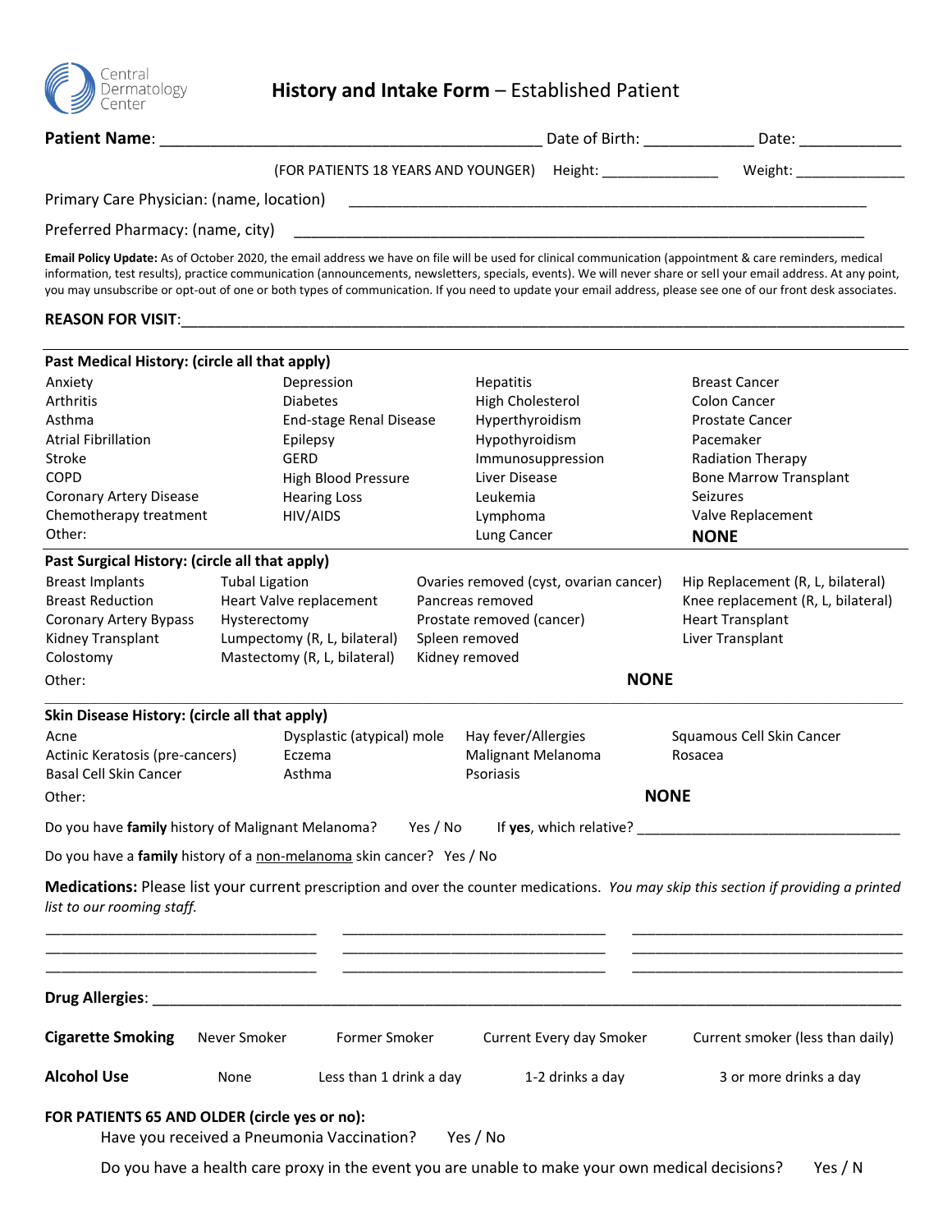Central Dermatology Center

# History and Intake Form – Established Patient

**Patient Name**: ____________________________________________ Date of Birth: ____________ Date: ____________

(FOR PATIENTS 18 YEARS AND YOUNGER) Height: ______________ Weight: ______________

Primary Care Physician: (name, location) ____________________________________________________________

Preferred Pharmacy: (name, city) ____________________________________________________________

**Email Policy Update:** As of October 2020, the email address we have on file will be used for clinical communication (appointment & care reminders, medical information, test results), practice communication (announcements, newsletters, specials, events). We will never share or sell your email address. At any point, you may unsubscribe or opt-out of one or both types of communication. If you need to update your email address, please see one of our front desk associates.

**REASON FOR VISIT**:____________________________________________________________________________

**Past Medical History: (circle all that apply)**

| | | | |
|---|---|---|---|
| Anxiety | Depression | Hepatitis | Breast Cancer |
| Arthritis | Diabetes | High Cholesterol | Colon Cancer |
| Asthma | End-stage Renal Disease | Hyperthyroidism | Prostate Cancer |
| Atrial Fibrillation | Epilepsy | Hypothyroidism | Pacemaker |
| Stroke | GERD | Immunosuppression | Radiation Therapy |
| COPD | High Blood Pressure | Liver Disease | Bone Marrow Transplant |
| Coronary Artery Disease | Hearing Loss | Leukemia | Seizures |
| Chemotherapy treatment | HIV/AIDS | Lymphoma | Valve Replacement |
| Other: | | Lung Cancer | **NONE** |

**Past Surgical History: (circle all that apply)**

| | | | |
|---|---|---|---|
| Breast Implants | Tubal Ligation | Ovaries removed (cyst, ovarian cancer) | Hip Replacement (R, L, bilateral) |
| Breast Reduction | Heart Valve replacement | Pancreas removed | Knee replacement (R, L, bilateral) |
| Coronary Artery Bypass | Hysterectomy | Prostate removed (cancer) | Heart Transplant |
| Kidney Transplant | Lumpectomy (R, L, bilateral) | Spleen removed | Liver Transplant |
| Colostomy | Mastectomy (R, L, bilateral) | Kidney removed | |
| Other: | | | **NONE** |

**Skin Disease History: (circle all that apply)**

| | | | |
|---|---|---|---|
| Acne | Dysplastic (atypical) mole | Hay fever/Allergies | Squamous Cell Skin Cancer |
| Actinic Keratosis (pre-cancers) | Eczema | Malignant Melanoma | Rosacea |
| Basal Cell Skin Cancer | Asthma | Psoriasis | |
| Other: | | | **NONE** |

Do you have **family** history of Malignant Melanoma? Yes / No If **yes**, which relative? ________________________________

Do you have a **family** history of a non-melanoma skin cancer? Yes / No

**Medications:** Please list your current prescription and over the counter medications. *You may skip this section if providing a printed list to our rooming staff.*

________________________________ ________________________________ ________________________________
________________________________ ________________________________ ________________________________
________________________________ ________________________________ ________________________________

**Drug Allergies**: ____________________________________________________________________________

**Cigarette Smoking** Never Smoker Former Smoker Current Every day Smoker Current smoker (less than daily)

**Alcohol Use** None Less than 1 drink a day 1-2 drinks a day 3 or more drinks a day

**FOR PATIENTS 65 AND OLDER (circle yes or no):**

Have you received a Pneumonia Vaccination? Yes / No

Do you have a health care proxy in the event you are unable to make your own medical decisions? Yes / N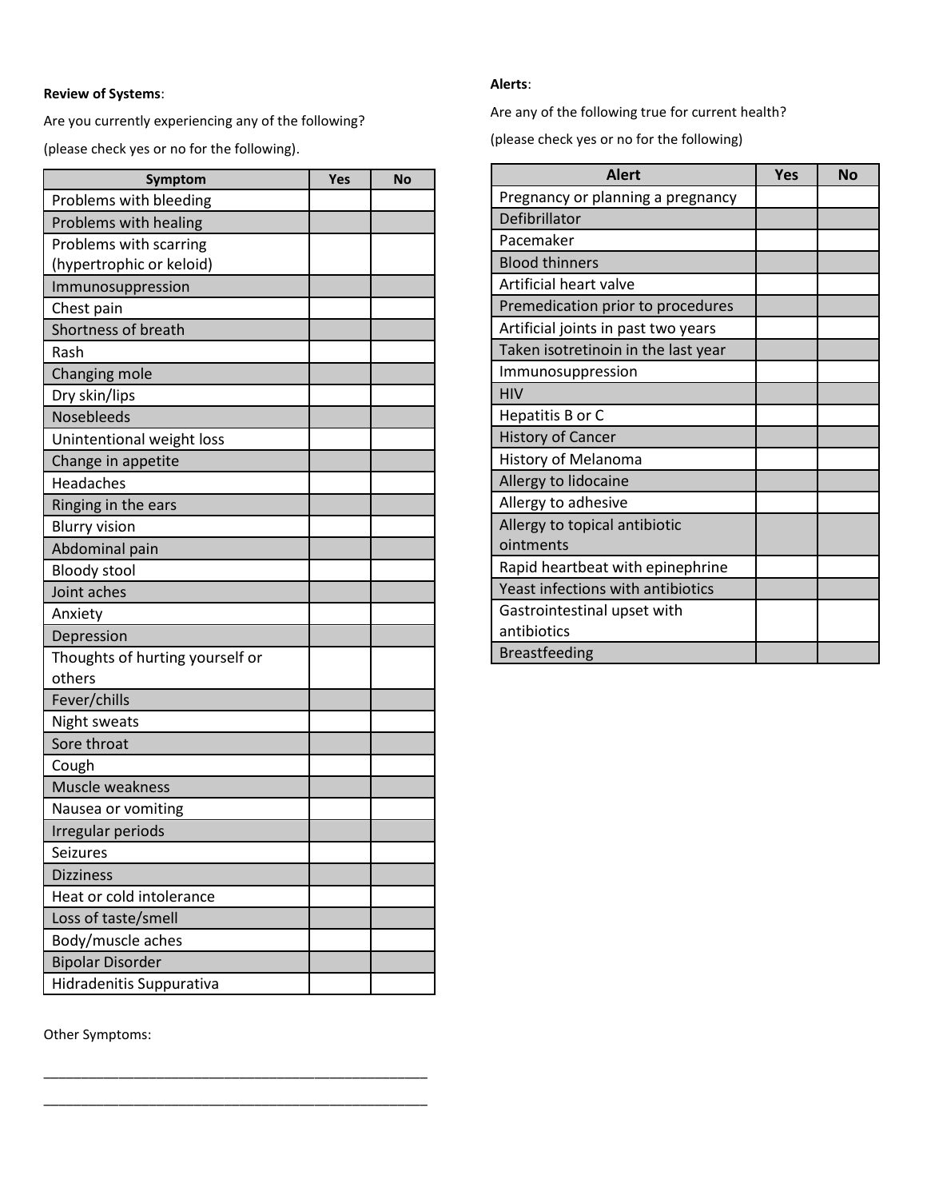**Review of Systems**:

Are you currently experiencing any of the following?

(please check yes or no for the following).

| Symptom | Yes | No |
|---|---|---|
| Problems with bleeding | | |
| Problems with healing | | |
| Problems with scarring (hypertrophic or keloid) | | |
| Immunosuppression | | |
| Chest pain | | |
| Shortness of breath | | |
| Rash | | |
| Changing mole | | |
| Dry skin/lips | | |
| Nosebleeds | | |
| Unintentional weight loss | | |
| Change in appetite | | |
| Headaches | | |
| Ringing in the ears | | |
| Blurry vision | | |
| Abdominal pain | | |
| Bloody stool | | |
| Joint aches | | |
| Anxiety | | |
| Depression | | |
| Thoughts of hurting yourself or others | | |
| Fever/chills | | |
| Night sweats | | |
| Sore throat | | |
| Cough | | |
| Muscle weakness | | |
| Nausea or vomiting | | |
| Irregular periods | | |
| Seizures | | |
| Dizziness | | |
| Heat or cold intolerance | | |
| Loss of taste/smell | | |
| Body/muscle aches | | |
| Bipolar Disorder | | |
| Hidradenitis Suppurativa | | |

Other Symptoms:

\_\_\_\_\_\_\_\_\_\_\_\_\_\_\_\_\_\_\_\_\_\_\_\_\_\_\_\_\_\_\_\_\_\_\_\_\_\_\_\_\_\_\_\_\_\_\_\_\_\_

\_\_\_\_\_\_\_\_\_\_\_\_\_\_\_\_\_\_\_\_\_\_\_\_\_\_\_\_\_\_\_\_\_\_\_\_\_\_\_\_\_\_\_\_\_\_\_\_\_\_

**Alerts**:

Are any of the following true for current health?

(please check yes or no for the following)

| Alert | Yes | No |
|---|---|---|
| Pregnancy or planning a pregnancy | | |
| Defibrillator | | |
| Pacemaker | | |
| Blood thinners | | |
| Artificial heart valve | | |
| Premedication prior to procedures | | |
| Artificial joints in past two years | | |
| Taken isotretinoin in the last year | | |
| Immunosuppression | | |
| HIV | | |
| Hepatitis B or C | | |
| History of Cancer | | |
| History of Melanoma | | |
| Allergy to lidocaine | | |
| Allergy to adhesive | | |
| Allergy to topical antibiotic ointments | | |
| Rapid heartbeat with epinephrine | | |
| Yeast infections with antibiotics | | |
| Gastrointestinal upset with antibiotics | | |
| Breastfeeding | | |